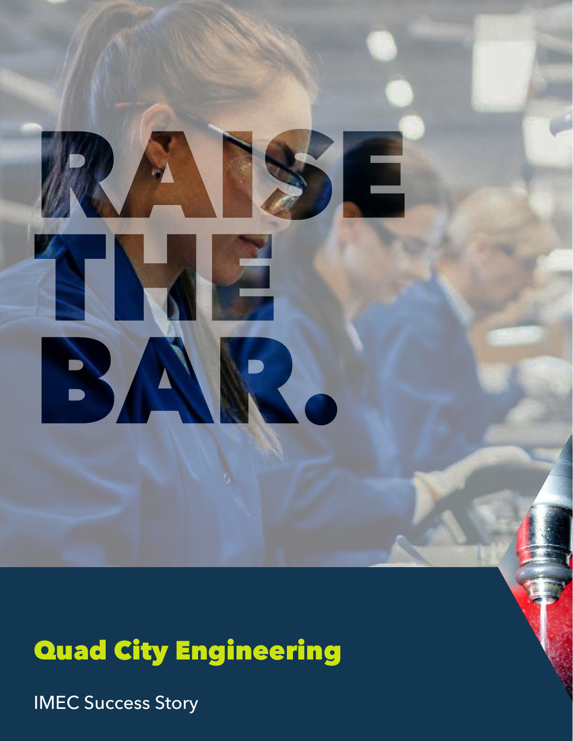# RAISE THE BAR.

## Quad City Engineering

IMEC Success Story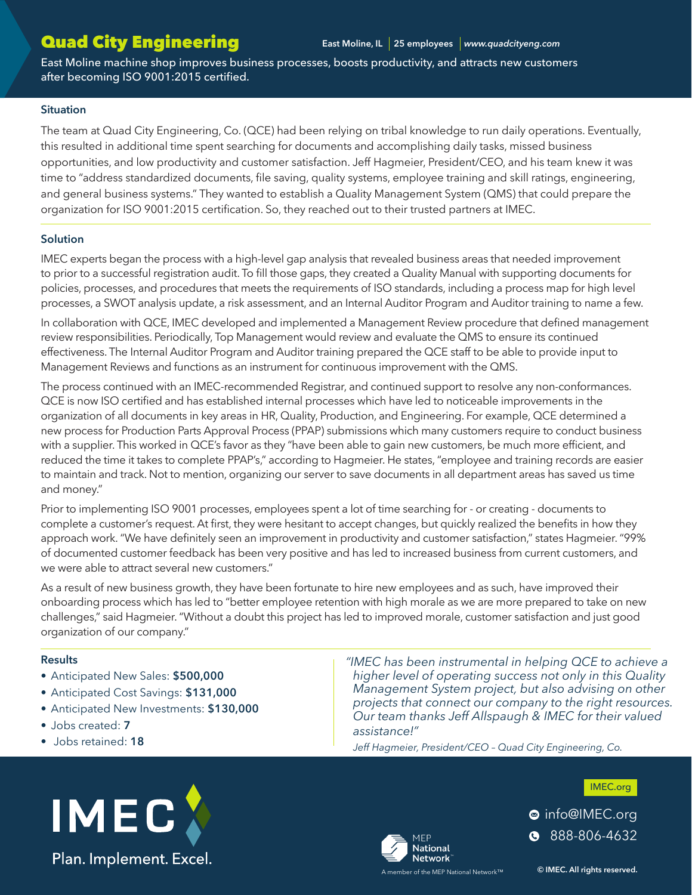# Quad City Engineering

East Moline, IL | 25 employees | *www.quadcityeng.com*

East Moline machine shop improves business processes, boosts productivity, and attracts new customers after becoming ISO 9001:2015 certified.

## Situation

The team at Quad City Engineering, Co. (QCE) had been relying on tribal knowledge to run daily operations. Eventually, this resulted in additional time spent searching for documents and accomplishing daily tasks, missed business opportunities, and low productivity and customer satisfaction. Jeff Hagmeier, President/CEO, and his team knew it was time to "address standardized documents, file saving, quality systems, employee training and skill ratings, engineering, and general business systems." They wanted to establish a Quality Management System (QMS) that could prepare the organization for ISO 9001:2015 certification. So, they reached out to their trusted partners at IMEC.

## Solution

IMEC experts began the process with a high-level gap analysis that revealed business areas that needed improvement to prior to a successful registration audit. To fill those gaps, they created a Quality Manual with supporting documents for policies, processes, and procedures that meets the requirements of ISO standards, including a process map for high level processes, a SWOT analysis update, a risk assessment, and an Internal Auditor Program and Auditor training to name a few.

In collaboration with QCE, IMEC developed and implemented a Management Review procedure that defined management review responsibilities. Periodically, Top Management would review and evaluate the QMS to ensure its continued effectiveness. The Internal Auditor Program and Auditor training prepared the QCE staff to be able to provide input to Management Reviews and functions as an instrument for continuous improvement with the QMS.

The process continued with an IMEC-recommended Registrar, and continued support to resolve any non-conformances. QCE is now ISO certified and has established internal processes which have led to noticeable improvements in the organization of all documents in key areas in HR, Quality, Production, and Engineering. For example, QCE determined a new process for Production Parts Approval Process (PPAP) submissions which many customers require to conduct business with a supplier. This worked in QCE's favor as they "have been able to gain new customers, be much more efficient, and reduced the time it takes to complete PPAP's," according to Hagmeier. He states, "employee and training records are easier to maintain and track. Not to mention, organizing our server to save documents in all department areas has saved us time and money."

Prior to implementing ISO 9001 processes, employees spent a lot of time searching for - or creating - documents to complete a customer's request. At first, they were hesitant to accept changes, but quickly realized the benefits in how they approach work. "We have definitely seen an improvement in productivity and customer satisfaction," states Hagmeier. "99% of documented customer feedback has been very positive and has led to increased business from current customers, and we were able to attract several new customers."

As a result of new business growth, they have been fortunate to hire new employees and as such, have improved their onboarding process which has led to "better employee retention with high morale as we are more prepared to take on new challenges," said Hagmeier. "Without a doubt this project has led to improved morale, customer satisfaction and just good organization of our company."

## Results

- Anticipated New Sales: **$500,000**
- Anticipated Cost Savings: **$131,000**
- Anticipated New Investments: **$130,000**
- Jobs created: **7**
- Jobs retained: **18**

*"IMEC has been instrumental in helping QCE to achieve a higher level of operating success not only in this Quality Management System project, but also advising on other projects that connect our company to the right resources. Our team thanks Jeff Allspaugh & IMEC for their valued assistance!"*

*Jeff Hagmeier, President/CEO – Quad City Engineering, Co.*

IMEC

Plan. Implement. Excel.

MEP National Network

A member of the MEP National Network™

IMEC.org

info@IMEC.org

888-806-4632

© IMEC. All rights reserved.